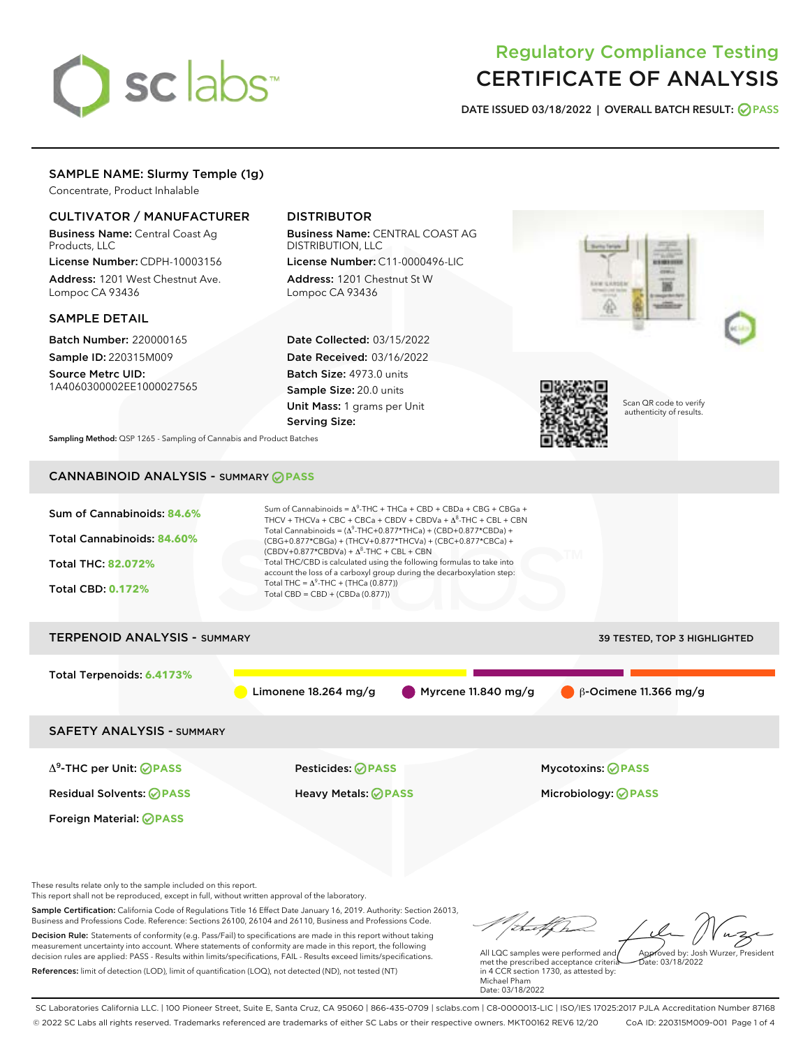sc labs

# Regulatory Compliance Testing
# CERTIFICATE OF ANALYSIS

DATE ISSUED 03/18/2022 | OVERALL BATCH RESULT: PASS

## SAMPLE NAME: Slurmy Temple (1g)

Concentrate, Product Inhalable

### CULTIVATOR / MANUFACTURER

**Business Name:** Central Coast Ag Products, LLC

**License Number:** CDPH-10003156

**Address:** 1201 West Chestnut Ave. Lompoc CA 93436

### DISTRIBUTOR

**Business Name:** CENTRAL COAST AG DISTRIBUTION, LLC

**License Number:** C11-0000496-LIC

**Address:** 1201 Chestnut St W Lompoc CA 93436

### SAMPLE DETAIL

**Batch Number:** 220000165

**Sample ID:** 220315M009

**Source Metrc UID:** 1A4060300002EE1000027565

**Date Collected:** 03/15/2022

**Date Received:** 03/16/2022

**Batch Size:** 4973.0 units

**Sample Size:** 20.0 units

**Unit Mass:** 1 grams per Unit

**Serving Size:**

Scan QR code to verify authenticity of results.

**Sampling Method:** QSP 1265 - Sampling of Cannabis and Product Batches

## CANNABINOID ANALYSIS - SUMMARY PASS

**Sum of Cannabinoids:** 84.6%

**Total Cannabinoids:** 84.60%

**Total THC:** 82.072%

**Total CBD:** 0.172%

Sum of Cannabinoids = $\Delta^9$-THC + THCa + CBD + CBDa + CBG + CBGa + THCV + THCVa + CBC + CBCa + CBDV + CBDVa + $\Delta^8$-THC + CBL + CBN

Total Cannabinoids = ($\Delta^9$-THC+0.877\*THCa) + (CBD+0.877\*CBDa) + (CBG+0.877\*CBGa) + (THCV+0.877\*THCVa) + (CBC+0.877\*CBCa) + (CBDV+0.877\*CBDVa) + $\Delta^8$-THC + CBL + CBN

Total THC/CBD is calculated using the following formulas to take into account the loss of a carboxyl group during the decarboxylation step:

Total THC = $\Delta^9$-THC + (THCa (0.877))

Total CBD = CBD + (CBDa (0.877))

## TERPENOID ANALYSIS - SUMMARY

39 TESTED, TOP 3 HIGHLIGHTED

**Total Terpenoids:** 6.4173%

Limonene 18.264 mg/g

Myrcene 11.840 mg/g

β-Ocimene 11.366 mg/g

## SAFETY ANALYSIS - SUMMARY

$\Delta^9$-THC per Unit: PASS

Pesticides: PASS

Mycotoxins: PASS

Residual Solvents: PASS

Heavy Metals: PASS

Microbiology: PASS

Foreign Material: PASS

These results relate only to the sample included on this report.
This report shall not be reproduced, except in full, without written approval of the laboratory.

**Sample Certification:** California Code of Regulations Title 16 Effect Date January 16, 2019. Authority: Section 26013, Business and Professions Code. Reference: Sections 26100, 26104 and 26110, Business and Professions Code.

**Decision Rule:** Statements of conformity (e.g. Pass/Fail) to specifications are made in this report without taking measurement uncertainty into account. Where statements of conformity are made in this report, the following decision rules are applied: PASS - Results within limits/specifications, FAIL - Results exceed limits/specifications.

**References:** limit of detection (LOD), limit of quantification (LOQ), not detected (ND), not tested (NT)

All LQC samples were performed and met the prescribed acceptance criteria in 4 CCR section 1730, as attested by: Michael Pham
Date: 03/18/2022

Approved by: Josh Wurzer, President
Date: 03/18/2022

SC Laboratories California LLC. | 100 Pioneer Street, Suite E, Santa Cruz, CA 95060 | 866-435-0709 | sclabs.com | C8-0000013-LIC | ISO/IES 17025:2017 PJLA Accreditation Number 87168
© 2022 SC Labs all rights reserved. Trademarks referenced are trademarks of either SC Labs or their respective owners. MKT00162 REV6 12/20 CoA ID: 220315M009-001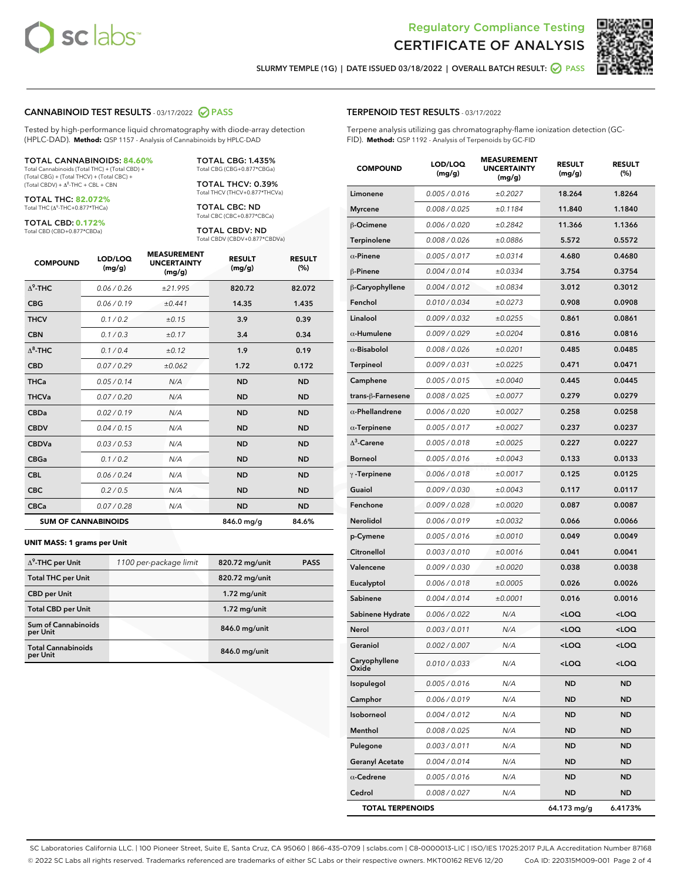Regulatory Compliance Testing
# CERTIFICATE OF ANALYSIS

SLURMY TEMPLE (1G) | DATE ISSUED 03/18/2022 | OVERALL BATCH RESULT: PASS

## CANNABINOID TEST RESULTS - 03/17/2022 PASS

Tested by high-performance liquid chromatography with diode-array detection (HPLC-DAD). **Method:** QSP 1157 - Analysis of Cannabinoids by HPLC-DAD

**TOTAL CANNABINOIDS: 84.60%**
Total Cannabinoids (Total THC) + (Total CBD) + (Total CBG) + (Total THCV) + (Total CBC) + (Total CBDV) + $\Delta^8$-THC + CBL + CBN

**TOTAL THC: 82.072%**
Total THC ($\Delta^9$-THC+0.877*THCa)

**TOTAL CBD: 0.172%**
Total CBD (CBD+0.877*CBDa)

**TOTAL CBG: 1.435%**
Total CBG (CBG+0.877*CBGa)

**TOTAL THCV: 0.39%**
Total THCV (THCV+0.877*THCVa)

**TOTAL CBC: ND**
Total CBC (CBC+0.877*CBCa)

**TOTAL CBDV: ND**
Total CBDV (CBDV+0.877*CBDVa)

| COMPOUND | LOD/LOQ (mg/g) | MEASUREMENT UNCERTAINTY (mg/g) | RESULT (mg/g) | RESULT (%) |
|---|---|---|---|---|
| $\Delta^9$-THC | 0.06 / 0.26 | ±21.995 | 820.72 | 82.072 |
| CBG | 0.06 / 0.19 | ±0.441 | 14.35 | 1.435 |
| THCV | 0.1 / 0.2 | ±0.15 | 3.9 | 0.39 |
| CBN | 0.1 / 0.3 | ±0.17 | 3.4 | 0.34 |
| $\Delta^8$-THC | 0.1 / 0.4 | ±0.12 | 1.9 | 0.19 |
| CBD | 0.07 / 0.29 | ±0.062 | 1.72 | 0.172 |
| THCa | 0.05 / 0.14 | N/A | ND | ND |
| THCVa | 0.07 / 0.20 | N/A | ND | ND |
| CBDa | 0.02 / 0.19 | N/A | ND | ND |
| CBDV | 0.04 / 0.15 | N/A | ND | ND |
| CBDVa | 0.03 / 0.53 | N/A | ND | ND |
| CBGa | 0.1 / 0.2 | N/A | ND | ND |
| CBL | 0.06 / 0.24 | N/A | ND | ND |
| CBC | 0.2 / 0.5 | N/A | ND | ND |
| CBCa | 0.07 / 0.28 | N/A | ND | ND |
| **SUM OF CANNABINOIDS** | | | 846.0 mg/g | 84.6% |

**UNIT MASS: 1 grams per Unit**

| | | | |
|---|---|---|---|
| $\Delta^9$-THC per Unit | 1100 per-package limit | 820.72 mg/unit | PASS |
| Total THC per Unit | | 820.72 mg/unit | |
| CBD per Unit | | 1.72 mg/unit | |
| Total CBD per Unit | | 1.72 mg/unit | |
| Sum of Cannabinoids per Unit | | 846.0 mg/unit | |
| Total Cannabinoids per Unit | | 846.0 mg/unit | |

## TERPENOID TEST RESULTS - 03/17/2022

Terpene analysis utilizing gas chromatography-flame ionization detection (GC-FID). **Method:** QSP 1192 - Analysis of Terpenoids by GC-FID

| COMPOUND | LOD/LOQ (mg/g) | MEASUREMENT UNCERTAINTY (mg/g) | RESULT (mg/g) | RESULT (%) |
|---|---|---|---|---|
| Limonene | 0.005 / 0.016 | ±0.2027 | 18.264 | 1.8264 |
| Myrcene | 0.008 / 0.025 | ±0.1184 | 11.840 | 1.1840 |
| β-Ocimene | 0.006 / 0.020 | ±0.2842 | 11.366 | 1.1366 |
| Terpinolene | 0.008 / 0.026 | ±0.0886 | 5.572 | 0.5572 |
| α-Pinene | 0.005 / 0.017 | ±0.0314 | 4.680 | 0.4680 |
| β-Pinene | 0.004 / 0.014 | ±0.0334 | 3.754 | 0.3754 |
| β-Caryophyllene | 0.004 / 0.012 | ±0.0834 | 3.012 | 0.3012 |
| Fenchol | 0.010 / 0.034 | ±0.0273 | 0.908 | 0.0908 |
| Linalool | 0.009 / 0.032 | ±0.0255 | 0.861 | 0.0861 |
| α-Humulene | 0.009 / 0.029 | ±0.0204 | 0.816 | 0.0816 |
| α-Bisabolol | 0.008 / 0.026 | ±0.0201 | 0.485 | 0.0485 |
| Terpineol | 0.009 / 0.031 | ±0.0225 | 0.471 | 0.0471 |
| Camphene | 0.005 / 0.015 | ±0.0040 | 0.445 | 0.0445 |
| trans-β-Farnesene | 0.008 / 0.025 | ±0.0077 | 0.279 | 0.0279 |
| α-Phellandrene | 0.006 / 0.020 | ±0.0027 | 0.258 | 0.0258 |
| α-Terpinene | 0.005 / 0.017 | ±0.0027 | 0.237 | 0.0237 |
| $\Delta^3$-Carene | 0.005 / 0.018 | ±0.0025 | 0.227 | 0.0227 |
| Borneol | 0.005 / 0.016 | ±0.0043 | 0.133 | 0.0133 |
| γ-Terpinene | 0.006 / 0.018 | ±0.0017 | 0.125 | 0.0125 |
| Guaiol | 0.009 / 0.030 | ±0.0043 | 0.117 | 0.0117 |
| Fenchone | 0.009 / 0.028 | ±0.0020 | 0.087 | 0.0087 |
| Nerolidol | 0.006 / 0.019 | ±0.0032 | 0.066 | 0.0066 |
| p-Cymene | 0.005 / 0.016 | ±0.0010 | 0.049 | 0.0049 |
| Citronellol | 0.003 / 0.010 | ±0.0016 | 0.041 | 0.0041 |
| Valencene | 0.009 / 0.030 | ±0.0020 | 0.038 | 0.0038 |
| Eucalyptol | 0.006 / 0.018 | ±0.0005 | 0.026 | 0.0026 |
| Sabinene | 0.004 / 0.014 | ±0.0001 | 0.016 | 0.0016 |
| Sabinene Hydrate | 0.006 / 0.022 | N/A | <LOQ | <LOQ |
| Nerol | 0.003 / 0.011 | N/A | <LOQ | <LOQ |
| Geraniol | 0.002 / 0.007 | N/A | <LOQ | <LOQ |
| Caryophyllene Oxide | 0.010 / 0.033 | N/A | <LOQ | <LOQ |
| Isopulegol | 0.005 / 0.016 | N/A | ND | ND |
| Camphor | 0.006 / 0.019 | N/A | ND | ND |
| Isoborneol | 0.004 / 0.012 | N/A | ND | ND |
| Menthol | 0.008 / 0.025 | N/A | ND | ND |
| Pulegone | 0.003 / 0.011 | N/A | ND | ND |
| Geranyl Acetate | 0.004 / 0.014 | N/A | ND | ND |
| α-Cedrene | 0.005 / 0.016 | N/A | ND | ND |
| Cedrol | 0.008 / 0.027 | N/A | ND | ND |
| **TOTAL TERPENOIDS** | | | 64.173 mg/g | 6.4173% |

SC Laboratories California LLC. | 100 Pioneer Street, Suite E, Santa Cruz, CA 95060 | 866-435-0709 | sclabs.com | C8-0000013-LIC | ISO/IES 17025:2017 PJLA Accreditation Number 87168
© 2022 SC Labs all rights reserved. Trademarks referenced are trademarks of either SC Labs or their respective owners. MKT00162 REV6 12/20 CoA ID: 220315M009-001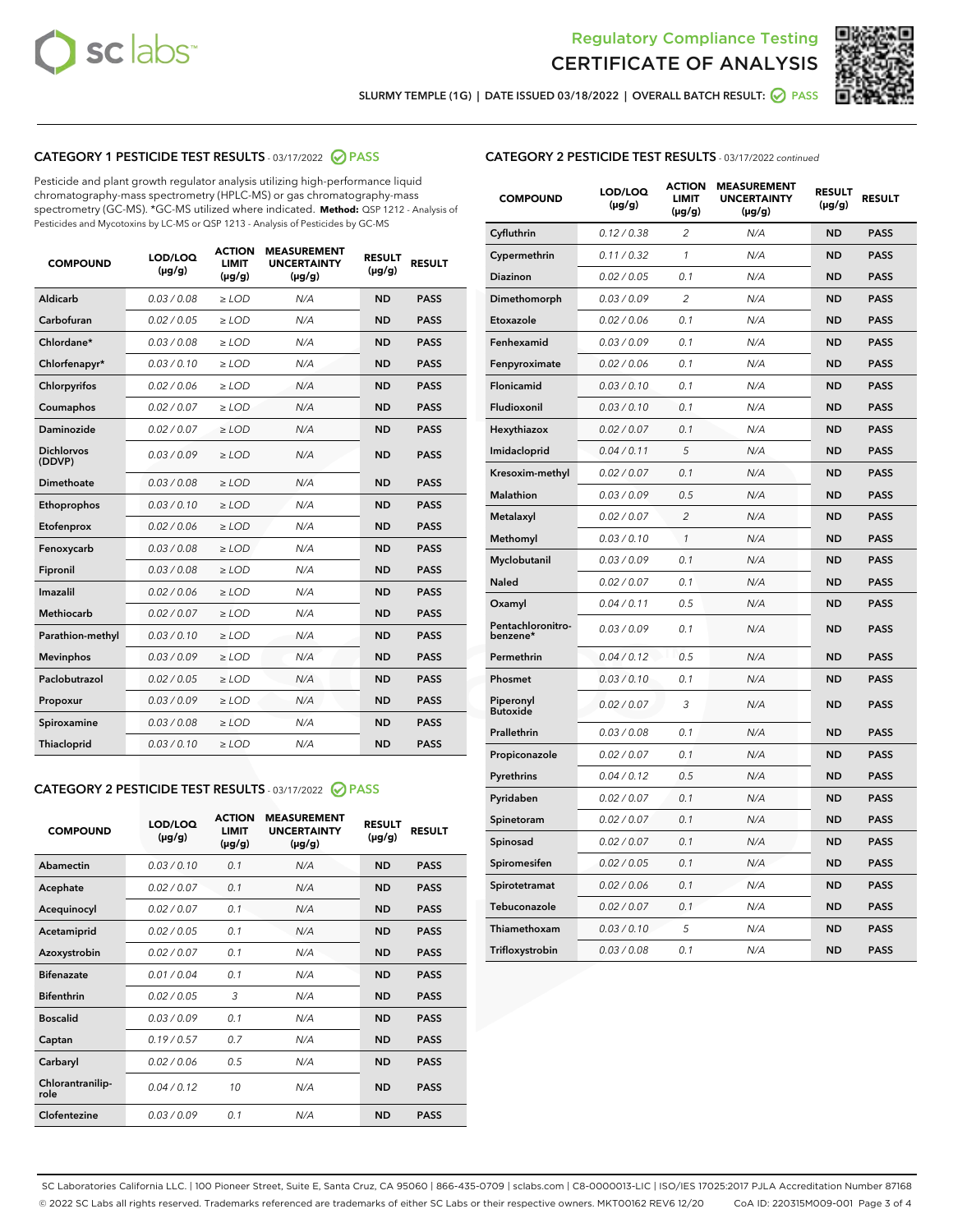# Regulatory Compliance Testing
# CERTIFICATE OF ANALYSIS

SLURMY TEMPLE (1G) | DATE ISSUED 03/18/2022 | OVERALL BATCH RESULT: PASS

## CATEGORY 1 PESTICIDE TEST RESULTS - 03/17/2022 PASS

Pesticide and plant growth regulator analysis utilizing high-performance liquid chromatography-mass spectrometry (HPLC-MS) or gas chromatography-mass spectrometry (GC-MS). *GC-MS utilized where indicated. **Method:** QSP 1212 - Analysis of Pesticides and Mycotoxins by LC-MS or QSP 1213 - Analysis of Pesticides by GC-MS

| COMPOUND | LOD/LOQ (µg/g) | ACTION LIMIT (µg/g) | MEASUREMENT UNCERTAINTY (µg/g) | RESULT (µg/g) | RESULT |
|---|---|---|---|---|---|
| Aldicarb | 0.03 / 0.08 | ≥ LOD | N/A | ND | PASS |
| Carbofuran | 0.02 / 0.05 | ≥ LOD | N/A | ND | PASS |
| Chlordane* | 0.03 / 0.08 | ≥ LOD | N/A | ND | PASS |
| Chlorfenapyr* | 0.03 / 0.10 | ≥ LOD | N/A | ND | PASS |
| Chlorpyrifos | 0.02 / 0.06 | ≥ LOD | N/A | ND | PASS |
| Coumaphos | 0.02 / 0.07 | ≥ LOD | N/A | ND | PASS |
| Daminozide | 0.02 / 0.07 | ≥ LOD | N/A | ND | PASS |
| Dichlorvos (DDVP) | 0.03 / 0.09 | ≥ LOD | N/A | ND | PASS |
| Dimethoate | 0.03 / 0.08 | ≥ LOD | N/A | ND | PASS |
| Ethoprophos | 0.03 / 0.10 | ≥ LOD | N/A | ND | PASS |
| Etofenprox | 0.02 / 0.06 | ≥ LOD | N/A | ND | PASS |
| Fenoxycarb | 0.03 / 0.08 | ≥ LOD | N/A | ND | PASS |
| Fipronil | 0.03 / 0.08 | ≥ LOD | N/A | ND | PASS |
| Imazalil | 0.02 / 0.06 | ≥ LOD | N/A | ND | PASS |
| Methiocarb | 0.02 / 0.07 | ≥ LOD | N/A | ND | PASS |
| Parathion-methyl | 0.03 / 0.10 | ≥ LOD | N/A | ND | PASS |
| Mevinphos | 0.03 / 0.09 | ≥ LOD | N/A | ND | PASS |
| Paclobutrazol | 0.02 / 0.05 | ≥ LOD | N/A | ND | PASS |
| Propoxur | 0.03 / 0.09 | ≥ LOD | N/A | ND | PASS |
| Spiroxamine | 0.03 / 0.08 | ≥ LOD | N/A | ND | PASS |
| Thiacloprid | 0.03 / 0.10 | ≥ LOD | N/A | ND | PASS |

## CATEGORY 2 PESTICIDE TEST RESULTS - 03/17/2022 PASS

| COMPOUND | LOD/LOQ (µg/g) | ACTION LIMIT (µg/g) | MEASUREMENT UNCERTAINTY (µg/g) | RESULT (µg/g) | RESULT |
|---|---|---|---|---|---|
| Abamectin | 0.03 / 0.10 | 0.1 | N/A | ND | PASS |
| Acephate | 0.02 / 0.07 | 0.1 | N/A | ND | PASS |
| Acequinocyl | 0.02 / 0.07 | 0.1 | N/A | ND | PASS |
| Acetamiprid | 0.02 / 0.05 | 0.1 | N/A | ND | PASS |
| Azoxystrobin | 0.02 / 0.07 | 0.1 | N/A | ND | PASS |
| Bifenazate | 0.01 / 0.04 | 0.1 | N/A | ND | PASS |
| Bifenthrin | 0.02 / 0.05 | 3 | N/A | ND | PASS |
| Boscalid | 0.03 / 0.09 | 0.1 | N/A | ND | PASS |
| Captan | 0.19 / 0.57 | 0.7 | N/A | ND | PASS |
| Carbaryl | 0.02 / 0.06 | 0.5 | N/A | ND | PASS |
| Chlorantraniliprole | 0.04 / 0.12 | 10 | N/A | ND | PASS |
| Clofentezine | 0.03 / 0.09 | 0.1 | N/A | ND | PASS |
| Cyfluthrin | 0.12 / 0.38 | 2 | N/A | ND | PASS |
| Cypermethrin | 0.11 / 0.32 | 1 | N/A | ND | PASS |
| Diazinon | 0.02 / 0.05 | 0.1 | N/A | ND | PASS |
| Dimethomorph | 0.03 / 0.09 | 2 | N/A | ND | PASS |
| Etoxazole | 0.02 / 0.06 | 0.1 | N/A | ND | PASS |
| Fenhexamid | 0.03 / 0.09 | 0.1 | N/A | ND | PASS |
| Fenpyroximate | 0.02 / 0.06 | 0.1 | N/A | ND | PASS |
| Flonicamid | 0.03 / 0.10 | 0.1 | N/A | ND | PASS |
| Fludioxonil | 0.03 / 0.10 | 0.1 | N/A | ND | PASS |
| Hexythiazox | 0.02 / 0.07 | 0.1 | N/A | ND | PASS |
| Imidacloprid | 0.04 / 0.11 | 5 | N/A | ND | PASS |
| Kresoxim-methyl | 0.02 / 0.07 | 0.1 | N/A | ND | PASS |
| Malathion | 0.03 / 0.09 | 0.5 | N/A | ND | PASS |
| Metalaxyl | 0.02 / 0.07 | 2 | N/A | ND | PASS |
| Methomyl | 0.03 / 0.10 | 1 | N/A | ND | PASS |
| Myclobutanil | 0.03 / 0.09 | 0.1 | N/A | ND | PASS |
| Naled | 0.02 / 0.07 | 0.1 | N/A | ND | PASS |
| Oxamyl | 0.04 / 0.11 | 0.5 | N/A | ND | PASS |
| Pentachloronitrobenzene* | 0.03 / 0.09 | 0.1 | N/A | ND | PASS |
| Permethrin | 0.04 / 0.12 | 0.5 | N/A | ND | PASS |
| Phosmet | 0.03 / 0.10 | 0.1 | N/A | ND | PASS |
| Piperonyl Butoxide | 0.02 / 0.07 | 3 | N/A | ND | PASS |
| Prallethrin | 0.03 / 0.08 | 0.1 | N/A | ND | PASS |
| Propiconazole | 0.02 / 0.07 | 0.1 | N/A | ND | PASS |
| Pyrethrins | 0.04 / 0.12 | 0.5 | N/A | ND | PASS |
| Pyridaben | 0.02 / 0.07 | 0.1 | N/A | ND | PASS |
| Spinetoram | 0.02 / 0.07 | 0.1 | N/A | ND | PASS |
| Spinosad | 0.02 / 0.07 | 0.1 | N/A | ND | PASS |
| Spiromesifen | 0.02 / 0.05 | 0.1 | N/A | ND | PASS |
| Spirotetramat | 0.02 / 0.06 | 0.1 | N/A | ND | PASS |
| Tebuconazole | 0.02 / 0.07 | 0.1 | N/A | ND | PASS |
| Thiamethoxam | 0.03 / 0.10 | 5 | N/A | ND | PASS |
| Trifloxystrobin | 0.03 / 0.08 | 0.1 | N/A | ND | PASS |

SC Laboratories California LLC. | 100 Pioneer Street, Suite E, Santa Cruz, CA 95060 | 866-435-0709 | sclabs.com | C8-0000013-LIC | ISO/IES 17025:2017 PJLA Accreditation Number 87168
© 2022 SC Labs all rights reserved. Trademarks referenced are trademarks of either SC Labs or their respective owners. MKT00162 REV6 12/20 CoA ID: 220315M009-001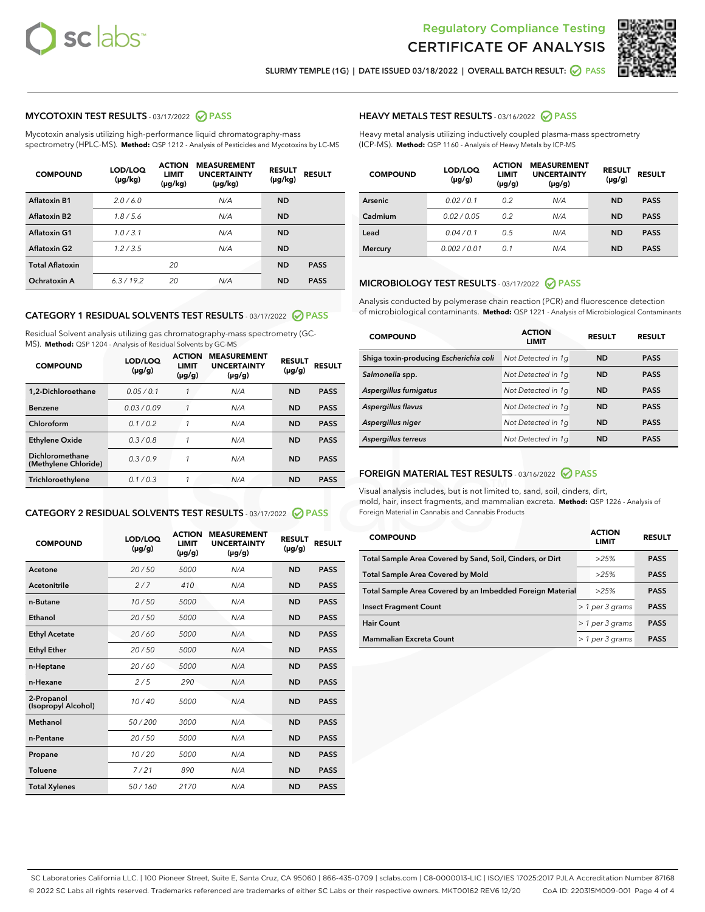Regulatory Compliance Testing

# CERTIFICATE OF ANALYSIS

SLURMY TEMPLE (1G) | DATE ISSUED 03/18/2022 | OVERALL BATCH RESULT: PASS

## MYCOTOXIN TEST RESULTS - 03/17/2022 PASS

Mycotoxin analysis utilizing high-performance liquid chromatography-mass spectrometry (HPLC-MS). **Method:** QSP 1212 - Analysis of Pesticides and Mycotoxins by LC-MS

| COMPOUND | LOD/LOQ (µg/kg) | ACTION LIMIT (µg/kg) | MEASUREMENT UNCERTAINTY (µg/kg) | RESULT (µg/kg) | RESULT |
|---|---|---|---|---|---|
| Aflatoxin B1 | 2.0 / 6.0 | | N/A | ND | |
| Aflatoxin B2 | 1.8 / 5.6 | | N/A | ND | |
| Aflatoxin G1 | 1.0 / 3.1 | | N/A | ND | |
| Aflatoxin G2 | 1.2 / 3.5 | | N/A | ND | |
| Total Aflatoxin | | 20 | | ND | PASS |
| Ochratoxin A | 6.3 / 19.2 | 20 | N/A | ND | PASS |

## CATEGORY 1 RESIDUAL SOLVENTS TEST RESULTS - 03/17/2022 PASS

Residual Solvent analysis utilizing gas chromatography-mass spectrometry (GC-MS). **Method:** QSP 1204 - Analysis of Residual Solvents by GC-MS

| COMPOUND | LOD/LOQ (µg/g) | ACTION LIMIT (µg/g) | MEASUREMENT UNCERTAINTY (µg/g) | RESULT (µg/g) | RESULT |
|---|---|---|---|---|---|
| 1,2-Dichloroethane | 0.05 / 0.1 | 1 | N/A | ND | PASS |
| Benzene | 0.03 / 0.09 | 1 | N/A | ND | PASS |
| Chloroform | 0.1 / 0.2 | 1 | N/A | ND | PASS |
| Ethylene Oxide | 0.3 / 0.8 | 1 | N/A | ND | PASS |
| Dichloromethane (Methylene Chloride) | 0.3 / 0.9 | 1 | N/A | ND | PASS |
| Trichloroethylene | 0.1 / 0.3 | 1 | N/A | ND | PASS |

## CATEGORY 2 RESIDUAL SOLVENTS TEST RESULTS - 03/17/2022 PASS

| COMPOUND | LOD/LOQ (µg/g) | ACTION LIMIT (µg/g) | MEASUREMENT UNCERTAINTY (µg/g) | RESULT (µg/g) | RESULT |
|---|---|---|---|---|---|
| Acetone | 20 / 50 | 5000 | N/A | ND | PASS |
| Acetonitrile | 2 / 7 | 410 | N/A | ND | PASS |
| n-Butane | 10 / 50 | 5000 | N/A | ND | PASS |
| Ethanol | 20 / 50 | 5000 | N/A | ND | PASS |
| Ethyl Acetate | 20 / 60 | 5000 | N/A | ND | PASS |
| Ethyl Ether | 20 / 50 | 5000 | N/A | ND | PASS |
| n-Heptane | 20 / 60 | 5000 | N/A | ND | PASS |
| n-Hexane | 2 / 5 | 290 | N/A | ND | PASS |
| 2-Propanol (Isopropyl Alcohol) | 10 / 40 | 5000 | N/A | ND | PASS |
| Methanol | 50 / 200 | 3000 | N/A | ND | PASS |
| n-Pentane | 20 / 50 | 5000 | N/A | ND | PASS |
| Propane | 10 / 20 | 5000 | N/A | ND | PASS |
| Toluene | 7 / 21 | 890 | N/A | ND | PASS |
| Total Xylenes | 50 / 160 | 2170 | N/A | ND | PASS |

## HEAVY METALS TEST RESULTS - 03/16/2022 PASS

Heavy metal analysis utilizing inductively coupled plasma-mass spectrometry (ICP-MS). **Method:** QSP 1160 - Analysis of Heavy Metals by ICP-MS

| COMPOUND | LOD/LOQ (µg/g) | ACTION LIMIT (µg/g) | MEASUREMENT UNCERTAINTY (µg/g) | RESULT (µg/g) | RESULT |
|---|---|---|---|---|---|
| Arsenic | 0.02 / 0.1 | 0.2 | N/A | ND | PASS |
| Cadmium | 0.02 / 0.05 | 0.2 | N/A | ND | PASS |
| Lead | 0.04 / 0.1 | 0.5 | N/A | ND | PASS |
| Mercury | 0.002 / 0.01 | 0.1 | N/A | ND | PASS |

## MICROBIOLOGY TEST RESULTS - 03/17/2022 PASS

Analysis conducted by polymerase chain reaction (PCR) and fluorescence detection of microbiological contaminants. **Method:** QSP 1221 - Analysis of Microbiological Contaminants

| COMPOUND | ACTION LIMIT | RESULT | RESULT |
|---|---|---|---|
| Shiga toxin-producing *Escherichia coli* | Not Detected in 1g | ND | PASS |
| *Salmonella* spp. | Not Detected in 1g | ND | PASS |
| *Aspergillus fumigatus* | Not Detected in 1g | ND | PASS |
| *Aspergillus flavus* | Not Detected in 1g | ND | PASS |
| *Aspergillus niger* | Not Detected in 1g | ND | PASS |
| *Aspergillus terreus* | Not Detected in 1g | ND | PASS |

## FOREIGN MATERIAL TEST RESULTS - 03/16/2022 PASS

Visual analysis includes, but is not limited to, sand, soil, cinders, dirt, mold, hair, insect fragments, and mammalian excreta. **Method:** QSP 1226 - Analysis of Foreign Material in Cannabis and Cannabis Products

| COMPOUND | ACTION LIMIT | RESULT |
|---|---|---|
| Total Sample Area Covered by Sand, Soil, Cinders, or Dirt | >25% | PASS |
| Total Sample Area Covered by Mold | >25% | PASS |
| Total Sample Area Covered by an Imbedded Foreign Material | >25% | PASS |
| Insect Fragment Count | > 1 per 3 grams | PASS |
| Hair Count | > 1 per 3 grams | PASS |
| Mammalian Excreta Count | > 1 per 3 grams | PASS |

SC Laboratories California LLC. | 100 Pioneer Street, Suite E, Santa Cruz, CA 95060 | 866-435-0709 | sclabs.com | C8-0000013-LIC | ISO/IES 17025:2017 PJLA Accreditation Number 87168
© 2022 SC Labs all rights reserved. Trademarks referenced are trademarks of either SC Labs or their respective owners. MKT00162 REV6 12/20 CoA ID: 220315M009-001